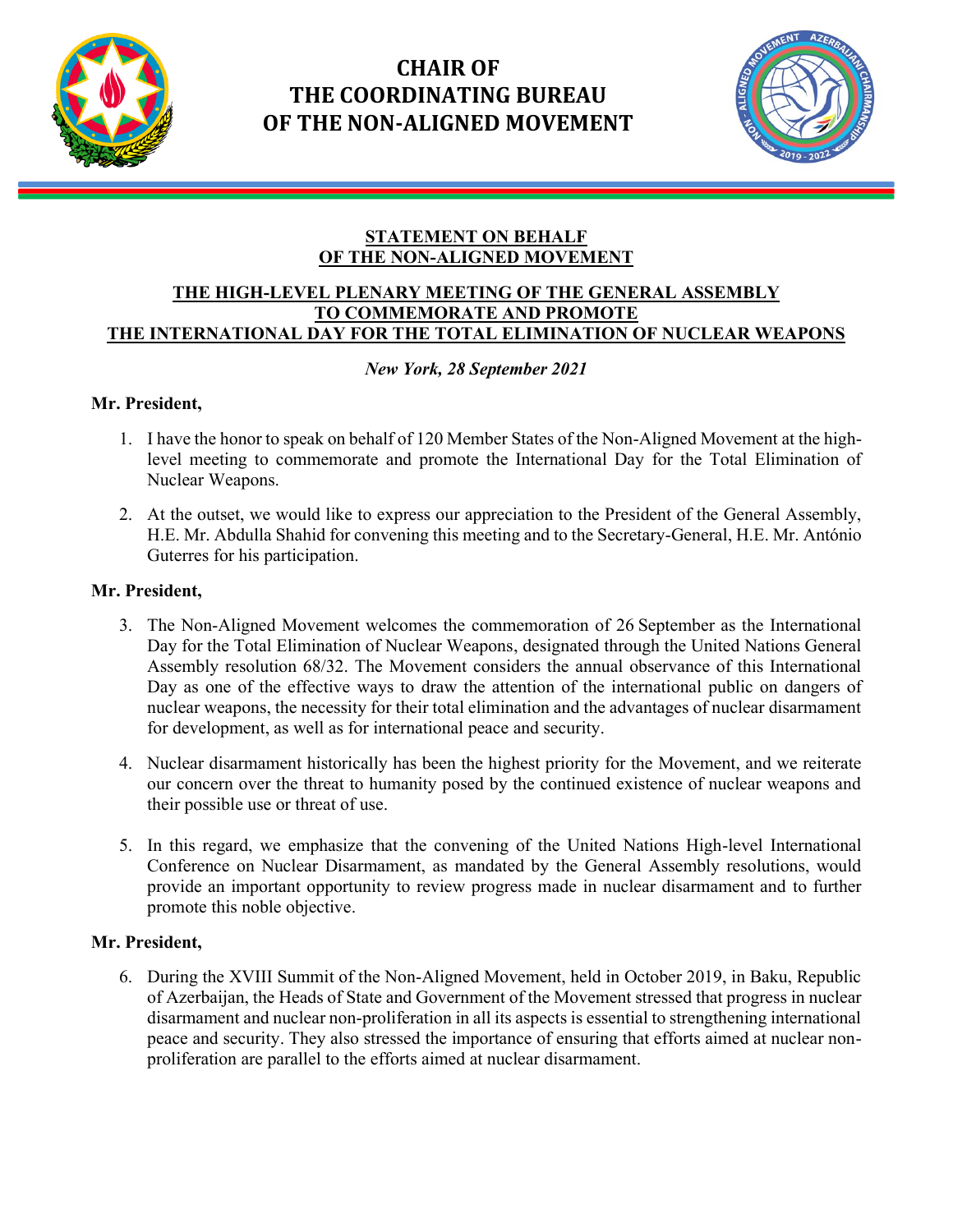# CHAIR OF THE COORDINATING BUREAU OF THE NON-ALIGNED MOVEMENT

## STATEMENT ON BEHALF OF THE NON-ALIGNED MOVEMENT

## THE HIGH-LEVEL PLENARY MEETING OF THE GENERAL ASSEMBLY TO COMMEMORATE AND PROMOTE THE INTERNATIONAL DAY FOR THE TOTAL ELIMINATION OF NUCLEAR WEAPONS

*New York, 28 September 2021*

**Mr. President,**

1. I have the honor to speak on behalf of 120 Member States of the Non-Aligned Movement at the high-level meeting to commemorate and promote the International Day for the Total Elimination of Nuclear Weapons.

2. At the outset, we would like to express our appreciation to the President of the General Assembly, H.E. Mr. Abdulla Shahid for convening this meeting and to the Secretary-General, H.E. Mr. António Guterres for his participation.

**Mr. President,**

3. The Non-Aligned Movement welcomes the commemoration of 26 September as the International Day for the Total Elimination of Nuclear Weapons, designated through the United Nations General Assembly resolution 68/32. The Movement considers the annual observance of this International Day as one of the effective ways to draw the attention of the international public on dangers of nuclear weapons, the necessity for their total elimination and the advantages of nuclear disarmament for development, as well as for international peace and security.

4. Nuclear disarmament historically has been the highest priority for the Movement, and we reiterate our concern over the threat to humanity posed by the continued existence of nuclear weapons and their possible use or threat of use.

5. In this regard, we emphasize that the convening of the United Nations High-level International Conference on Nuclear Disarmament, as mandated by the General Assembly resolutions, would provide an important opportunity to review progress made in nuclear disarmament and to further promote this noble objective.

**Mr. President,**

6. During the XVIII Summit of the Non-Aligned Movement, held in October 2019, in Baku, Republic of Azerbaijan, the Heads of State and Government of the Movement stressed that progress in nuclear disarmament and nuclear non-proliferation in all its aspects is essential to strengthening international peace and security. They also stressed the importance of ensuring that efforts aimed at nuclear non-proliferation are parallel to the efforts aimed at nuclear disarmament.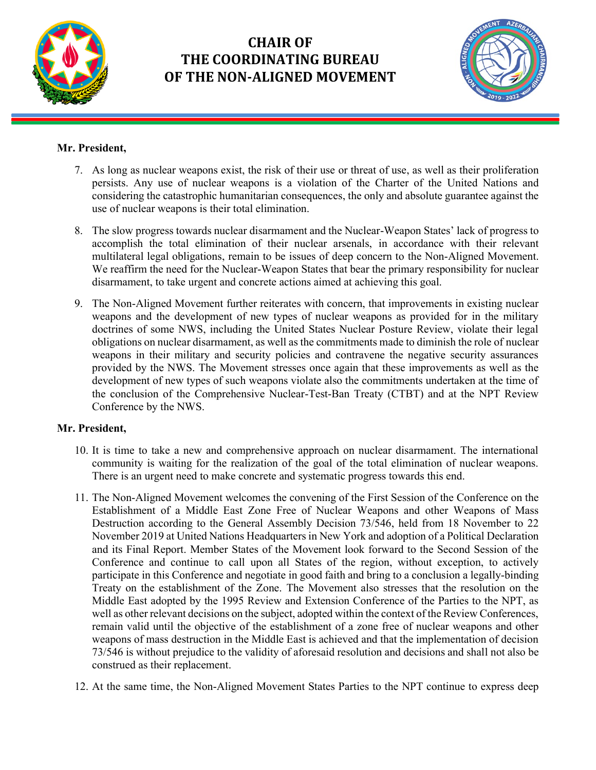# CHAIR OF THE COORDINATING BUREAU OF THE NON-ALIGNED MOVEMENT

**Mr. President,**

7. As long as nuclear weapons exist, the risk of their use or threat of use, as well as their proliferation persists. Any use of nuclear weapons is a violation of the Charter of the United Nations and considering the catastrophic humanitarian consequences, the only and absolute guarantee against the use of nuclear weapons is their total elimination.

8. The slow progress towards nuclear disarmament and the Nuclear-Weapon States' lack of progress to accomplish the total elimination of their nuclear arsenals, in accordance with their relevant multilateral legal obligations, remain to be issues of deep concern to the Non-Aligned Movement. We reaffirm the need for the Nuclear-Weapon States that bear the primary responsibility for nuclear disarmament, to take urgent and concrete actions aimed at achieving this goal.

9. The Non-Aligned Movement further reiterates with concern, that improvements in existing nuclear weapons and the development of new types of nuclear weapons as provided for in the military doctrines of some NWS, including the United States Nuclear Posture Review, violate their legal obligations on nuclear disarmament, as well as the commitments made to diminish the role of nuclear weapons in their military and security policies and contravene the negative security assurances provided by the NWS. The Movement stresses once again that these improvements as well as the development of new types of such weapons violate also the commitments undertaken at the time of the conclusion of the Comprehensive Nuclear-Test-Ban Treaty (CTBT) and at the NPT Review Conference by the NWS.

**Mr. President,**

10. It is time to take a new and comprehensive approach on nuclear disarmament. The international community is waiting for the realization of the goal of the total elimination of nuclear weapons. There is an urgent need to make concrete and systematic progress towards this end.

11. The Non-Aligned Movement welcomes the convening of the First Session of the Conference on the Establishment of a Middle East Zone Free of Nuclear Weapons and other Weapons of Mass Destruction according to the General Assembly Decision 73/546, held from 18 November to 22 November 2019 at United Nations Headquarters in New York and adoption of a Political Declaration and its Final Report. Member States of the Movement look forward to the Second Session of the Conference and continue to call upon all States of the region, without exception, to actively participate in this Conference and negotiate in good faith and bring to a conclusion a legally-binding Treaty on the establishment of the Zone. The Movement also stresses that the resolution on the Middle East adopted by the 1995 Review and Extension Conference of the Parties to the NPT, as well as other relevant decisions on the subject, adopted within the context of the Review Conferences, remain valid until the objective of the establishment of a zone free of nuclear weapons and other weapons of mass destruction in the Middle East is achieved and that the implementation of decision 73/546 is without prejudice to the validity of aforesaid resolution and decisions and shall not also be construed as their replacement.

12. At the same time, the Non-Aligned Movement States Parties to the NPT continue to express deep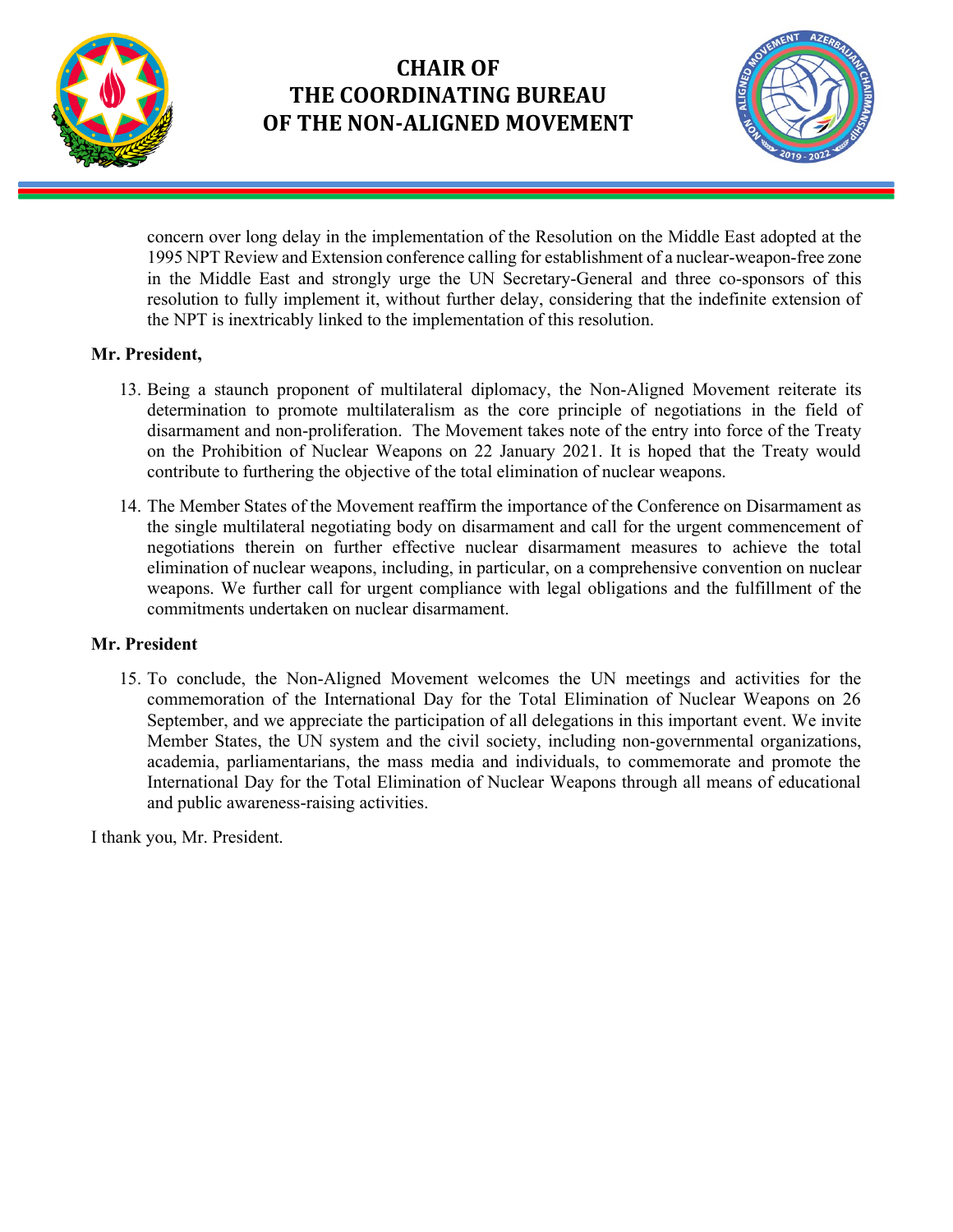concern over long delay in the implementation of the Resolution on the Middle East adopted at the 1995 NPT Review and Extension conference calling for establishment of a nuclear-weapon-free zone in the Middle East and strongly urge the UN Secretary-General and three co-sponsors of this resolution to fully implement it, without further delay, considering that the indefinite extension of the NPT is inextricably linked to the implementation of this resolution.

**Mr. President,**

13. Being a staunch proponent of multilateral diplomacy, the Non-Aligned Movement reiterate its determination to promote multilateralism as the core principle of negotiations in the field of disarmament and non-proliferation. The Movement takes note of the entry into force of the Treaty on the Prohibition of Nuclear Weapons on 22 January 2021. It is hoped that the Treaty would contribute to furthering the objective of the total elimination of nuclear weapons.

14. The Member States of the Movement reaffirm the importance of the Conference on Disarmament as the single multilateral negotiating body on disarmament and call for the urgent commencement of negotiations therein on further effective nuclear disarmament measures to achieve the total elimination of nuclear weapons, including, in particular, on a comprehensive convention on nuclear weapons. We further call for urgent compliance with legal obligations and the fulfillment of the commitments undertaken on nuclear disarmament.

**Mr. President**

15. To conclude, the Non-Aligned Movement welcomes the UN meetings and activities for the commemoration of the International Day for the Total Elimination of Nuclear Weapons on 26 September, and we appreciate the participation of all delegations in this important event. We invite Member States, the UN system and the civil society, including non-governmental organizations, academia, parliamentarians, the mass media and individuals, to commemorate and promote the International Day for the Total Elimination of Nuclear Weapons through all means of educational and public awareness-raising activities.

I thank you, Mr. President.